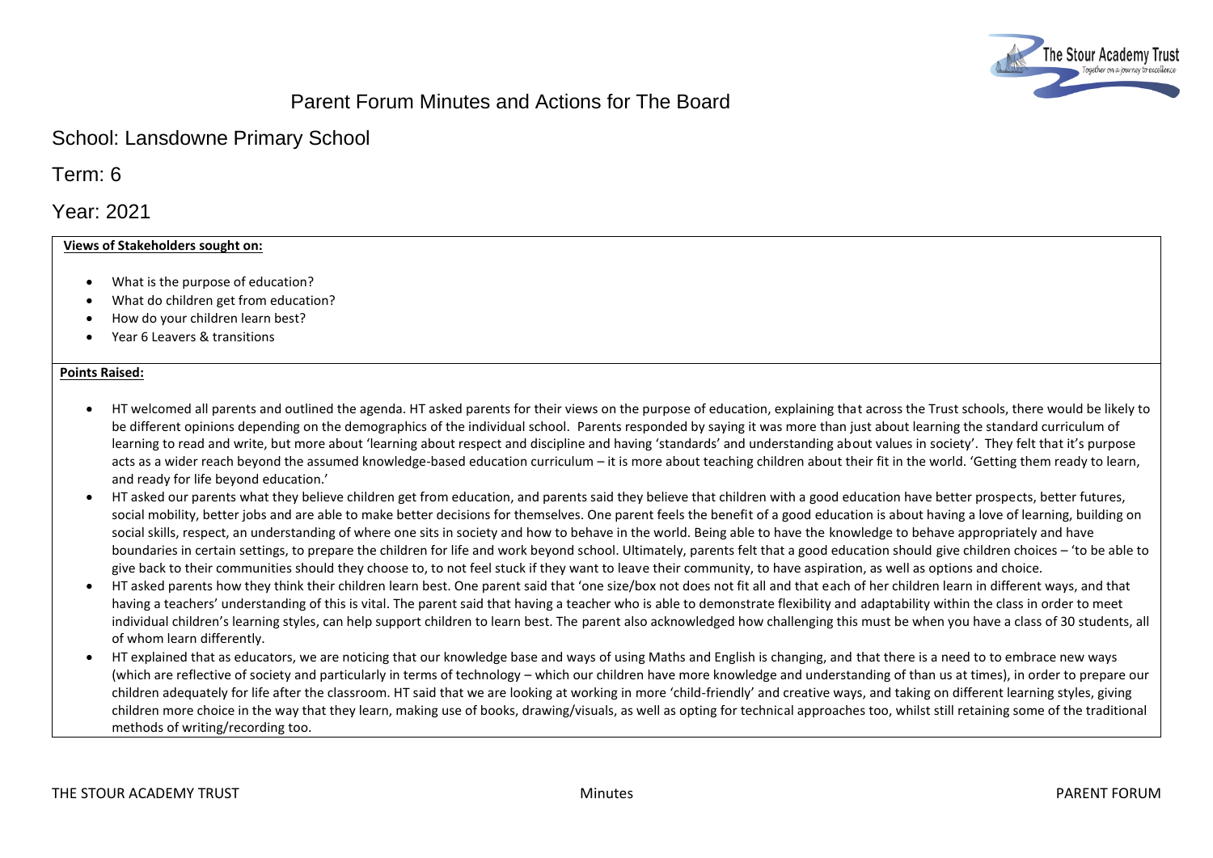# Parent Forum Minutes and Actions for The Board

## School: Lansdowne Primary School

## Term: 6

## Year: 2021

**Views of Stakeholders sought on:**

- What is the purpose of education?
- What do children get from education?
- How do your children learn best?
- Year 6 Leavers & transitions

**Points Raised:**

- HT welcomed all parents and outlined the agenda. HT asked parents for their views on the purpose of education, explaining that across the Trust schools, there would be likely to be different opinions depending on the demographics of the individual school. Parents responded by saying it was more than just about learning the standard curriculum of learning to read and write, but more about 'learning about respect and discipline and having 'standards' and understanding about values in society'. They felt that it's purpose acts as a wider reach beyond the assumed knowledge-based education curriculum – it is more about teaching children about their fit in the world. 'Getting them ready to learn, and ready for life beyond education.'
- HT asked our parents what they believe children get from education, and parents said they believe that children with a good education have better prospects, better futures, social mobility, better jobs and are able to make better decisions for themselves. One parent feels the benefit of a good education is about having a love of learning, building on social skills, respect, an understanding of where one sits in society and how to behave in the world. Being able to have the knowledge to behave appropriately and have boundaries in certain settings, to prepare the children for life and work beyond school. Ultimately, parents felt that a good education should give children choices – 'to be able to give back to their communities should they choose to, to not feel stuck if they want to leave their community, to have aspiration, as well as options and choice.
- HT asked parents how they think their children learn best. One parent said that 'one size/box not does not fit all and that each of her children learn in different ways, and that having a teachers' understanding of this is vital. The parent said that having a teacher who is able to demonstrate flexibility and adaptability within the class in order to meet individual children's learning styles, can help support children to learn best. The parent also acknowledged how challenging this must be when you have a class of 30 students, all of whom learn differently.
- HT explained that as educators, we are noticing that our knowledge base and ways of using Maths and English is changing, and that there is a need to to embrace new ways (which are reflective of society and particularly in terms of technology – which our children have more knowledge and understanding of than us at times), in order to prepare our children adequately for life after the classroom. HT said that we are looking at working in more 'child-friendly' and creative ways, and taking on different learning styles, giving children more choice in the way that they learn, making use of books, drawing/visuals, as well as opting for technical approaches too, whilst still retaining some of the traditional methods of writing/recording too.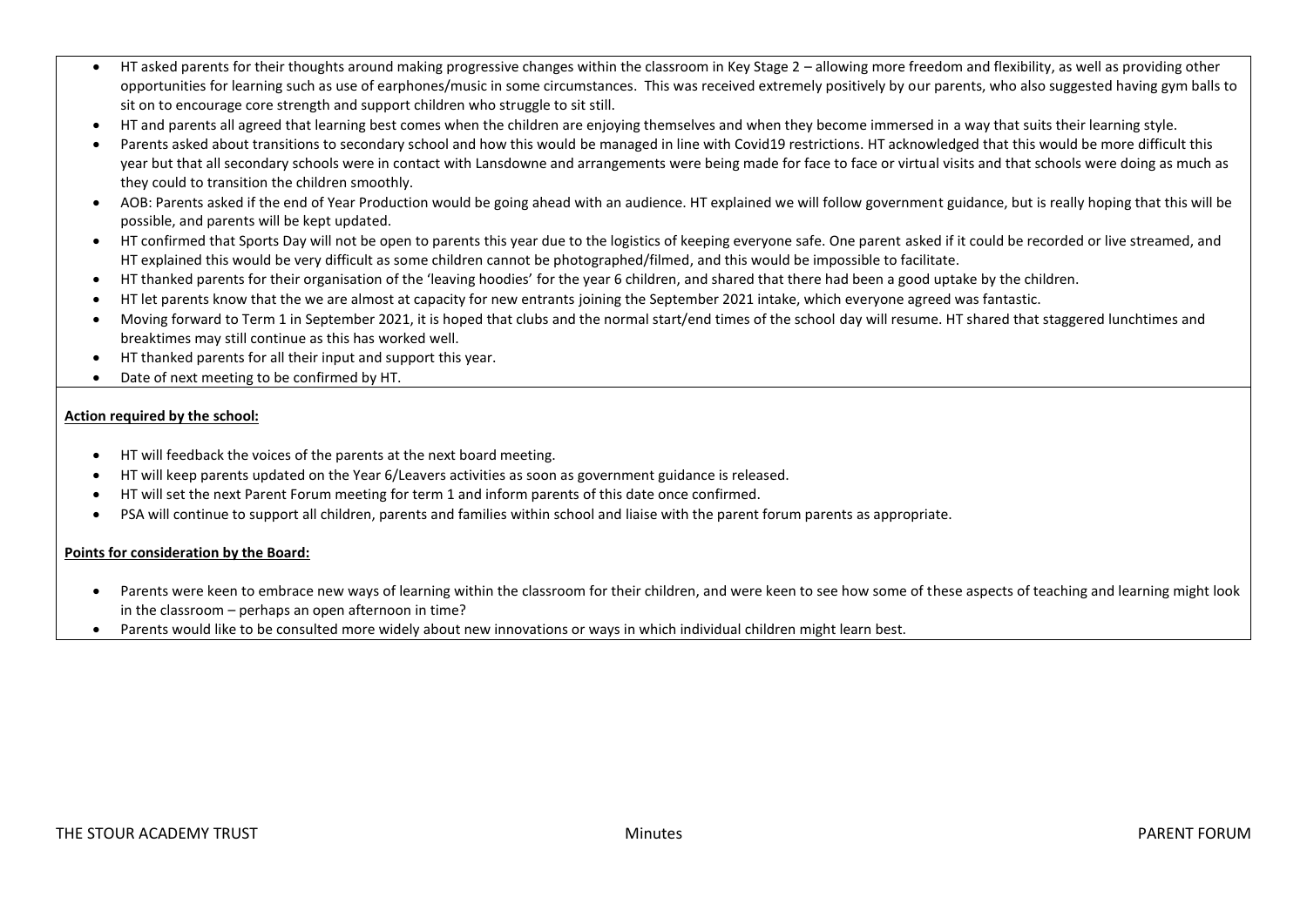- HT asked parents for their thoughts around making progressive changes within the classroom in Key Stage 2 – allowing more freedom and flexibility, as well as providing other opportunities for learning such as use of earphones/music in some circumstances. This was received extremely positively by our parents, who also suggested having gym balls to sit on to encourage core strength and support children who struggle to sit still.
- HT and parents all agreed that learning best comes when the children are enjoying themselves and when they become immersed in a way that suits their learning style.
- Parents asked about transitions to secondary school and how this would be managed in line with Covid19 restrictions. HT acknowledged that this would be more difficult this year but that all secondary schools were in contact with Lansdowne and arrangements were being made for face to face or virtual visits and that schools were doing as much as they could to transition the children smoothly.
- AOB: Parents asked if the end of Year Production would be going ahead with an audience. HT explained we will follow government guidance, but is really hoping that this will be possible, and parents will be kept updated.
- HT confirmed that Sports Day will not be open to parents this year due to the logistics of keeping everyone safe. One parent asked if it could be recorded or live streamed, and HT explained this would be very difficult as some children cannot be photographed/filmed, and this would be impossible to facilitate.
- HT thanked parents for their organisation of the 'leaving hoodies' for the year 6 children, and shared that there had been a good uptake by the children.
- HT let parents know that the we are almost at capacity for new entrants joining the September 2021 intake, which everyone agreed was fantastic.
- Moving forward to Term 1 in September 2021, it is hoped that clubs and the normal start/end times of the school day will resume. HT shared that staggered lunchtimes and breaktimes may still continue as this has worked well.
- HT thanked parents for all their input and support this year.
- Date of next meeting to be confirmed by HT.

**Action required by the school:**

- HT will feedback the voices of the parents at the next board meeting.
- HT will keep parents updated on the Year 6/Leavers activities as soon as government guidance is released.
- HT will set the next Parent Forum meeting for term 1 and inform parents of this date once confirmed.
- PSA will continue to support all children, parents and families within school and liaise with the parent forum parents as appropriate.

**Points for consideration by the Board:**

- Parents were keen to embrace new ways of learning within the classroom for their children, and were keen to see how some of these aspects of teaching and learning might look in the classroom – perhaps an open afternoon in time?
- Parents would like to be consulted more widely about new innovations or ways in which individual children might learn best.